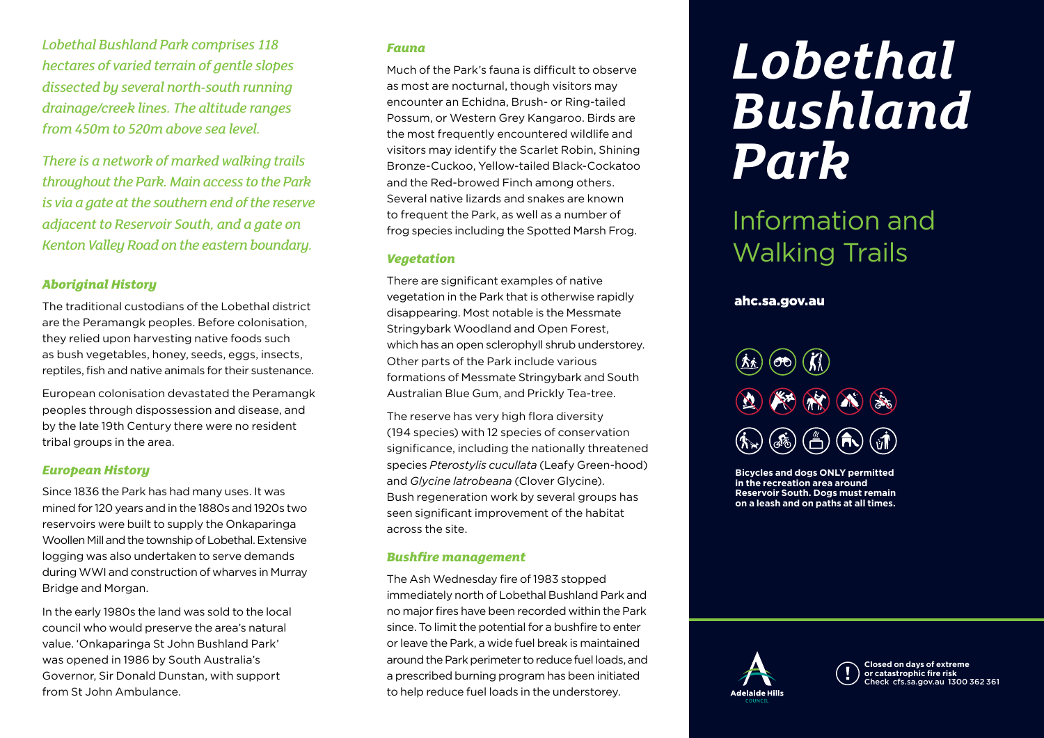*Lobethal Bushland Park comprises 118 hectares of varied terrain of gentle slopes dissected by several north-south running drainage/creek lines. The altitude ranges from 450m to 520m above sea level.*

*There is a network of marked walking trails throughout the Park. Main access to the Park is via a gate at the southern end of the reserve adjacent to Reservoir South, and a gate on Kenton Valley Road on the eastern boundary.*

### *Aboriginal History*

The traditional custodians of the Lobethal district are the Peramangk peoples. Before colonisation, they relied upon harvesting native foods such as bush vegetables, honey, seeds, eggs, insects, reptiles, fish and native animals for their sustenance.

European colonisation devastated the Peramangk peoples through dispossession and disease, and by the late 19th Century there were no resident tribal groups in the area.

### *European History*

Since 1836 the Park has had many uses. It was mined for 120 years and in the 1880s and 1920s two reservoirs were built to supply the Onkaparinga Woollen Mill and the township of Lobethal. Extensive logging was also undertaken to serve demands during WWI and construction of wharves in Murray Bridge and Morgan.

In the early 1980s the land was sold to the local council who would preserve the area's natural value. 'Onkaparinga St John Bushland Park' was opened in 1986 by South Australia's Governor, Sir Donald Dunstan, with support from St John Ambulance.

### *Fauna*

Much of the Park's fauna is difficult to observe as most are nocturnal, though visitors may encounter an Echidna, Brush- or Ring-tailed Possum, or Western Grey Kangaroo. Birds are the most frequently encountered wildlife and visitors may identify the Scarlet Robin, Shining Bronze-Cuckoo, Yellow-tailed Black-Cockatoo and the Red-browed Finch among others. Several native lizards and snakes are known to frequent the Park, as well as a number of frog species including the Spotted Marsh Frog.

### *Vegetation*

There are significant examples of native vegetation in the Park that is otherwise rapidly disappearing. Most notable is the Messmate Stringybark Woodland and Open Forest, which has an open sclerophyll shrub understorey. Other parts of the Park include various formations of Messmate Stringybark and South Australian Blue Gum, and Prickly Tea-tree.

The reserve has very high flora diversity (194 species) with 12 species of conservation significance, including the nationally threatened species *Pterostylis cucullata* (Leafy Green-hood) and *Glycine latrobeana* (Clover Glycine). Bush regeneration work by several groups has seen significant improvement of the habitat across the site.

### *Bushfire management*

The Ash Wednesday fire of 1983 stopped immediately north of Lobethal Bushland Park and no major fires have been recorded within the Park since. To limit the potential for a bushfire to enter or leave the Park, a wide fuel break is maintained around the Park perimeter to reduce fuel loads, and a prescribed burning program has been initiated to help reduce fuel loads in the understorey.

# *Lobethal Bushland Park*

## Information and Walking Trails

**ahc.sa.gov.au**

**Bicycles and dogs ONLY permitted in the recreation area around Reservoir South. Dogs must remain on a leash and on paths at all times.**

Adelaide Hills Council

**Closed on days of extreme or catastrophic fire risk**
**Check cfs.sa.gov.au 1300 362 361**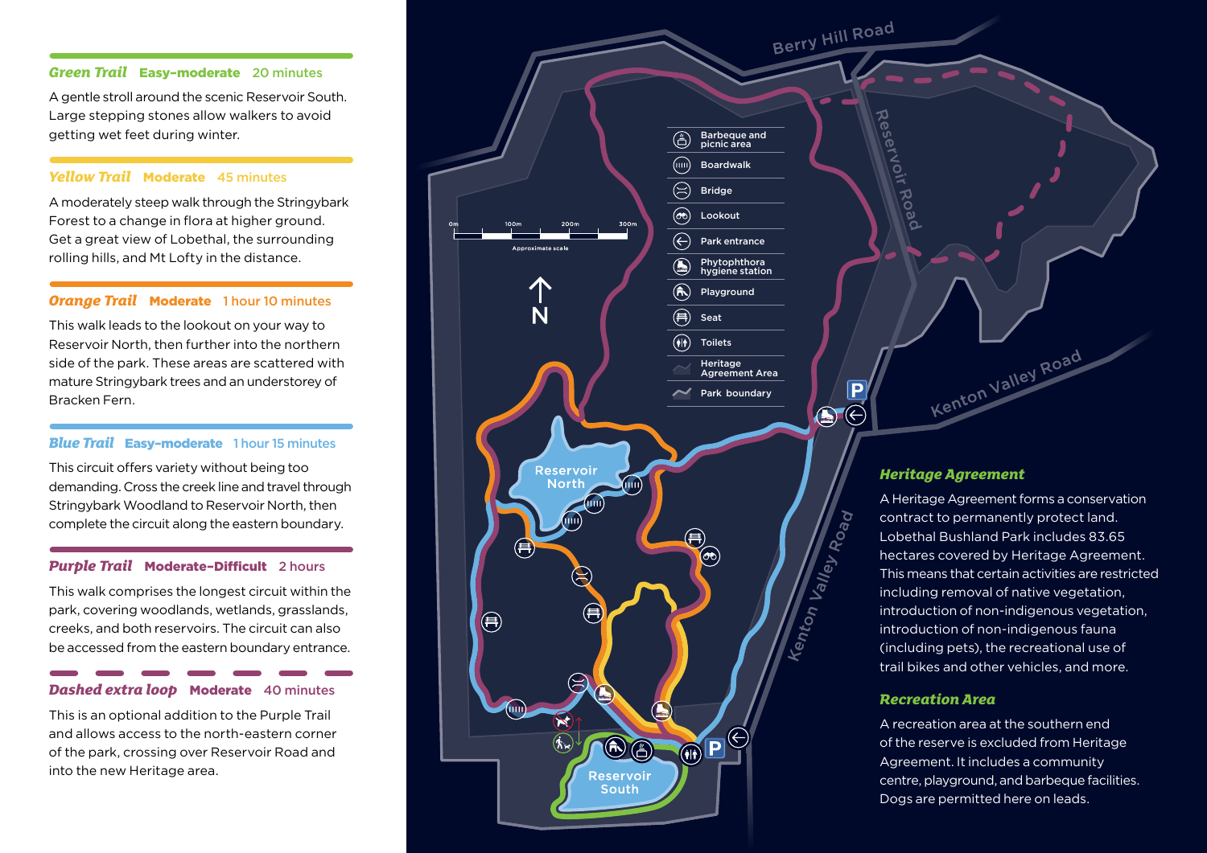## Green Trail Easy-moderate 20 minutes

A gentle stroll around the scenic Reservoir South. Large stepping stones allow walkers to avoid getting wet feet during winter.

## Yellow Trail Moderate 45 minutes

A moderately steep walk through the Stringybark Forest to a change in flora at higher ground. Get a great view of Lobethal, the surrounding rolling hills, and Mt Lofty in the distance.

## Orange Trail Moderate 1 hour 10 minutes

This walk leads to the lookout on your way to Reservoir North, then further into the northern side of the park. These areas are scattered with mature Stringybark trees and an understorey of Bracken Fern.

## Blue Trail Easy-moderate 1 hour 15 minutes

This circuit offers variety without being too demanding. Cross the creek line and travel through Stringybark Woodland to Reservoir North, then complete the circuit along the eastern boundary.

## Purple Trail Moderate-Difficult 2 hours

This walk comprises the longest circuit within the park, covering woodlands, wetlands, grasslands, creeks, and both reservoirs. The circuit can also be accessed from the eastern boundary entrance.

## Dashed extra loop Moderate 40 minutes

This is an optional addition to the Purple Trail and allows access to the north-eastern corner of the park, crossing over Reservoir Road and into the new Heritage area.

Berry Hill Road

Reservoir Road

Kenton Valley Road

Kenton Valley Road

0m 100m 200m 300m

Approximate scale

N

Barbeque and picnic area

Boardwalk

Bridge

Lookout

Park entrance

Phytophthora hygiene station

Playground

Seat

Toilets

Heritage Agreement Area

Park boundary

Reservoir North

Reservoir South

P

P

## Heritage Agreement

A Heritage Agreement forms a conservation contract to permanently protect land. Lobethal Bushland Park includes 83.65 hectares covered by Heritage Agreement. This means that certain activities are restricted including removal of native vegetation, introduction of non-indigenous vegetation, introduction of non-indigenous fauna (including pets), the recreational use of trail bikes and other vehicles, and more.

## Recreation Area

A recreation area at the southern end of the reserve is excluded from Heritage Agreement. It includes a community centre, playground, and barbeque facilities. Dogs are permitted here on leads.